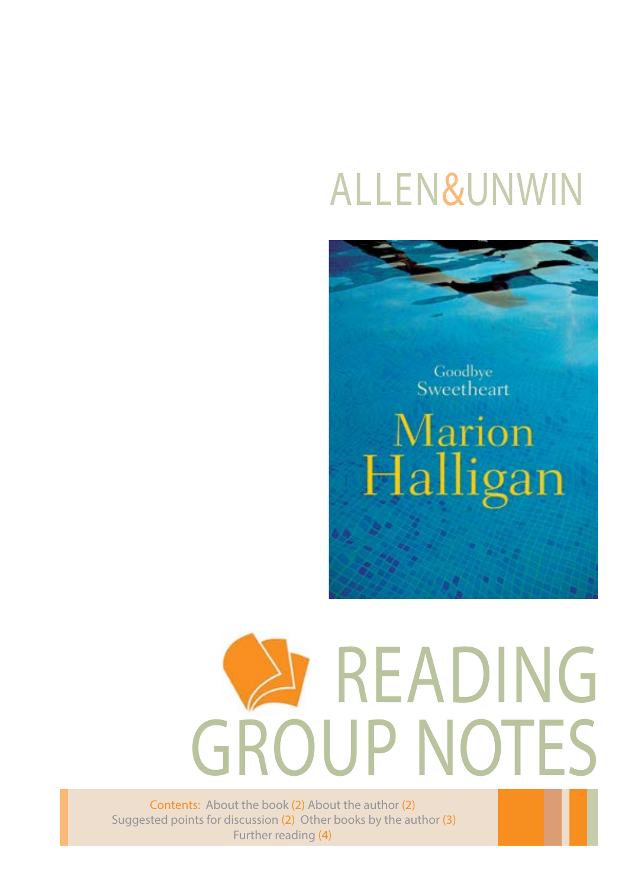ALLEN&UNWIN

Goodbye Sweetheart

Marion Halligan

# READING GROUP NOTES

Contents: About the book (2) About the author (2) Suggested points for discussion (2) Other books by the author (3) Further reading (4)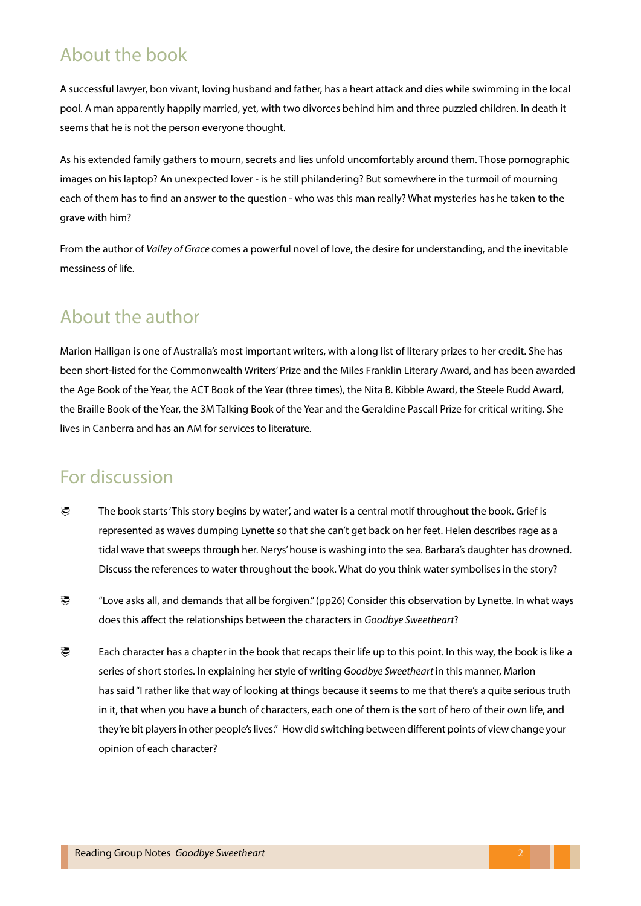## About the book

A successful lawyer, bon vivant, loving husband and father, has a heart attack and dies while swimming in the local pool. A man apparently happily married, yet, with two divorces behind him and three puzzled children. In death it seems that he is not the person everyone thought.

As his extended family gathers to mourn, secrets and lies unfold uncomfortably around them. Those pornographic images on his laptop? An unexpected lover - is he still philandering? But somewhere in the turmoil of mourning each of them has to find an answer to the question - who was this man really? What mysteries has he taken to the grave with him?

From the author of *Valley of Grace* comes a powerful novel of love, the desire for understanding, and the inevitable messiness of life.

## About the author

Marion Halligan is one of Australia's most important writers, with a long list of literary prizes to her credit. She has been short-listed for the Commonwealth Writers' Prize and the Miles Franklin Literary Award, and has been awarded the Age Book of the Year, the ACT Book of the Year (three times), the Nita B. Kibble Award, the Steele Rudd Award, the Braille Book of the Year, the 3M Talking Book of the Year and the Geraldine Pascall Prize for critical writing. She lives in Canberra and has an AM for services to literature.

## For discussion

- The book starts 'This story begins by water', and water is a central motif throughout the book. Grief is represented as waves dumping Lynette so that she can't get back on her feet. Helen describes rage as a tidal wave that sweeps through her. Nerys' house is washing into the sea. Barbara's daughter has drowned. Discuss the references to water throughout the book. What do you think water symbolises in the story?
- "Love asks all, and demands that all be forgiven." (pp26) Consider this observation by Lynette. In what ways does this affect the relationships between the characters in *Goodbye Sweetheart*?
- Each character has a chapter in the book that recaps their life up to this point. In this way, the book is like a series of short stories. In explaining her style of writing *Goodbye Sweetheart* in this manner, Marion has said "I rather like that way of looking at things because it seems to me that there's a quite serious truth in it, that when you have a bunch of characters, each one of them is the sort of hero of their own life, and they're bit players in other people's lives." How did switching between different points of view change your opinion of each character?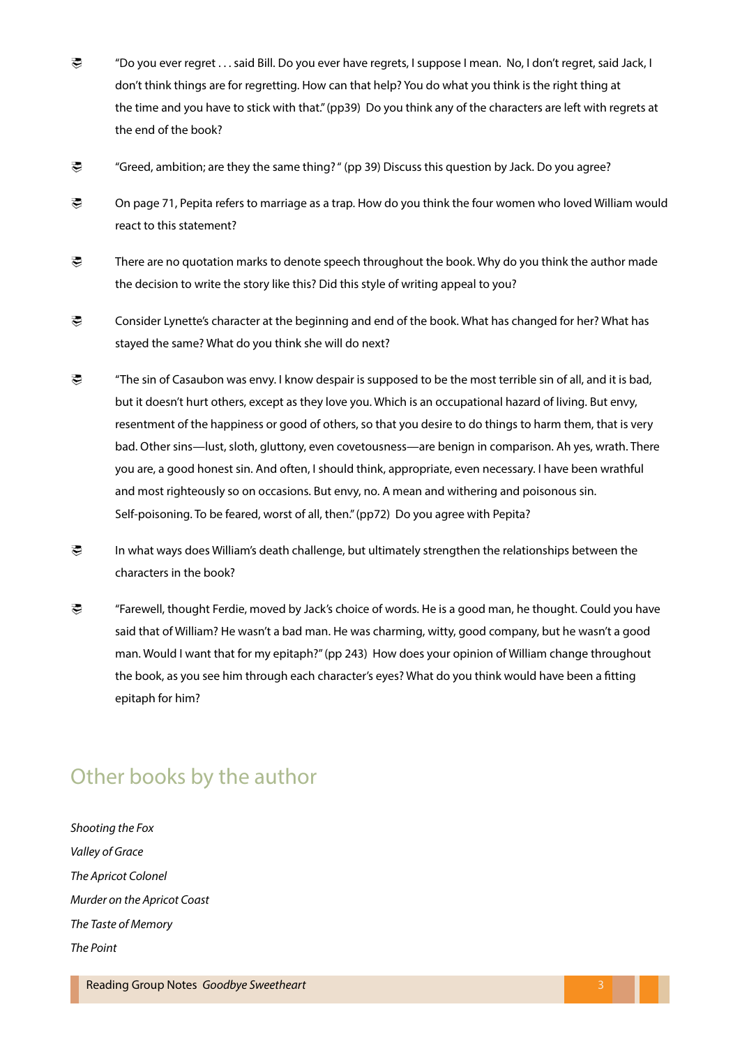- "Do you ever regret . . . said Bill. Do you ever have regrets, I suppose I mean. No, I don't regret, said Jack, I don't think things are for regretting. How can that help? You do what you think is the right thing at the time and you have to stick with that." (pp39) Do you think any of the characters are left with regrets at the end of the book?

- "Greed, ambition; are they the same thing? " (pp 39) Discuss this question by Jack. Do you agree?

- On page 71, Pepita refers to marriage as a trap. How do you think the four women who loved William would react to this statement?

- There are no quotation marks to denote speech throughout the book. Why do you think the author made the decision to write the story like this? Did this style of writing appeal to you?

- Consider Lynette's character at the beginning and end of the book. What has changed for her? What has stayed the same? What do you think she will do next?

- "The sin of Casaubon was envy. I know despair is supposed to be the most terrible sin of all, and it is bad, but it doesn't hurt others, except as they love you. Which is an occupational hazard of living. But envy, resentment of the happiness or good of others, so that you desire to do things to harm them, that is very bad. Other sins—lust, sloth, gluttony, even covetousness—are benign in comparison. Ah yes, wrath. There you are, a good honest sin. And often, I should think, appropriate, even necessary. I have been wrathful and most righteously so on occasions. But envy, no. A mean and withering and poisonous sin. Self-poisoning. To be feared, worst of all, then." (pp72) Do you agree with Pepita?

- In what ways does William's death challenge, but ultimately strengthen the relationships between the characters in the book?

- "Farewell, thought Ferdie, moved by Jack's choice of words. He is a good man, he thought. Could you have said that of William? He wasn't a bad man. He was charming, witty, good company, but he wasn't a good man. Would I want that for my epitaph?" (pp 243) How does your opinion of William change throughout the book, as you see him through each character's eyes? What do you think would have been a fitting epitaph for him?

## Other books by the author

*Shooting the Fox*

*Valley of Grace*

*The Apricot Colonel*

*Murder on the Apricot Coast*

*The Taste of Memory*

*The Point*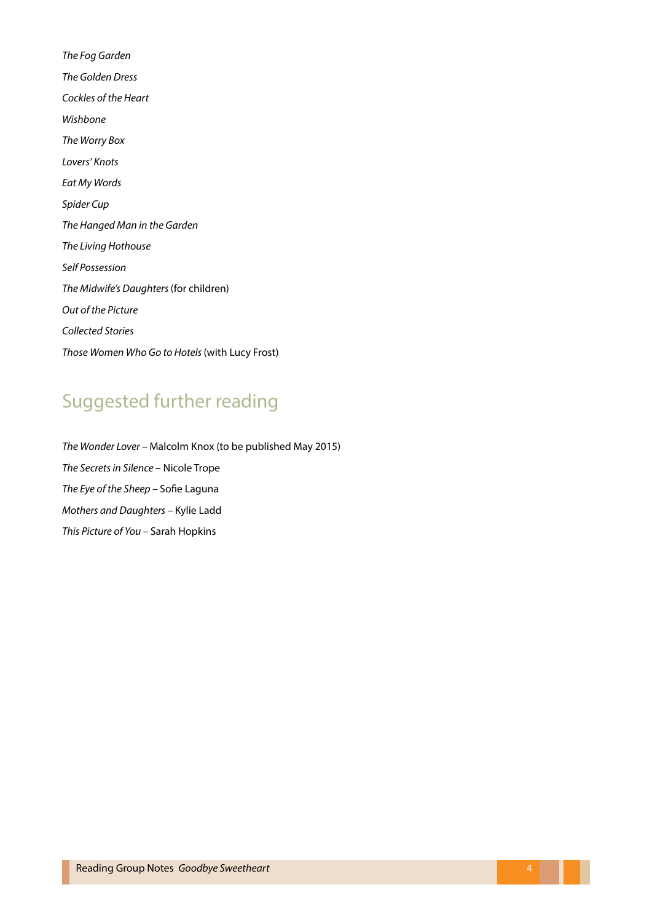*The Fog Garden*

*The Golden Dress*

*Cockles of the Heart*

*Wishbone*

*The Worry Box*

*Lovers' Knots*

*Eat My Words*

*Spider Cup*

*The Hanged Man in the Garden*

*The Living Hothouse*

*Self Possession*

*The Midwife's Daughters* (for children)

*Out of the Picture*

*Collected Stories*

*Those Women Who Go to Hotels* (with Lucy Frost)

## Suggested further reading

*The Wonder Lover* – Malcolm Knox (to be published May 2015)

*The Secrets in Silence* – Nicole Trope

*The Eye of the Sheep* – Sofie Laguna

*Mothers and Daughters* – Kylie Ladd

*This Picture of You* – Sarah Hopkins